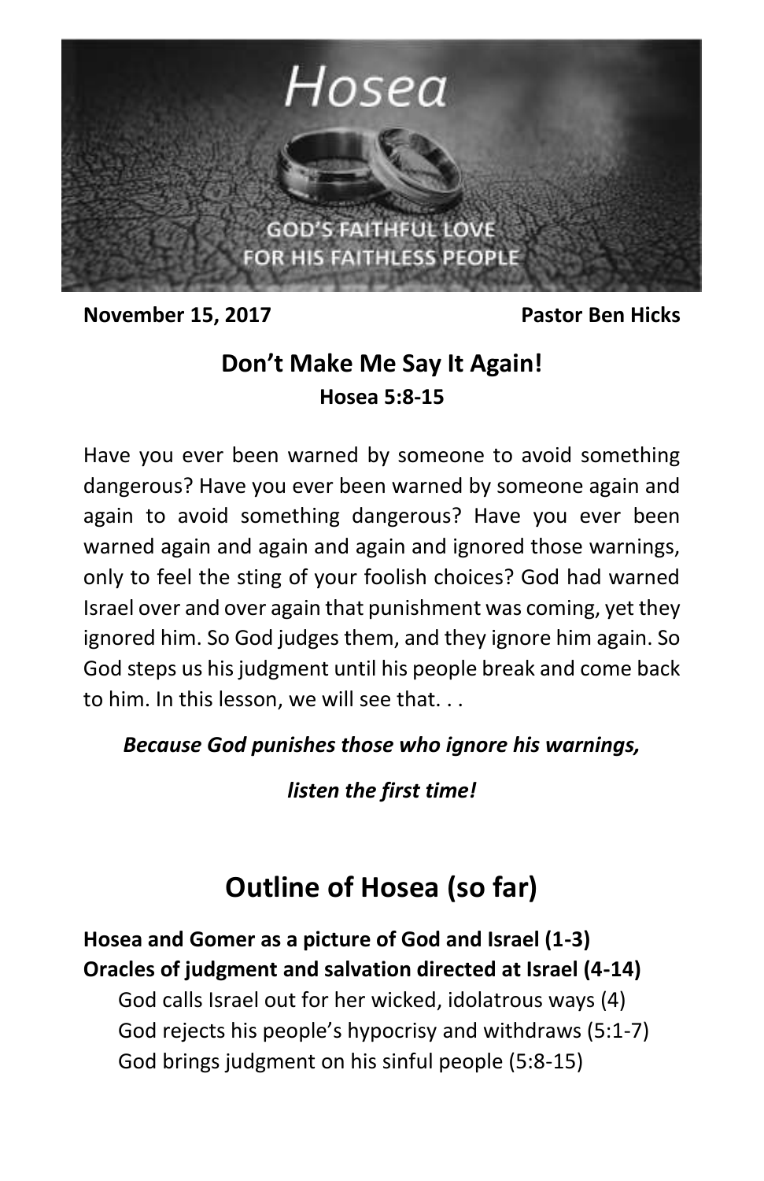# Hosea

GOD'S FAITHFUL LOVE
FOR HIS FAITHLESS PEOPLE

**November 15, 2017** **Pastor Ben Hicks**

## Don't Make Me Say It Again!
**Hosea 5:8-15**

Have you ever been warned by someone to avoid something dangerous? Have you ever been warned by someone again and again to avoid something dangerous? Have you ever been warned again and again and again and ignored those warnings, only to feel the sting of your foolish choices? God had warned Israel over and over again that punishment was coming, yet they ignored him. So God judges them, and they ignore him again. So God steps us his judgment until his people break and come back to him. In this lesson, we will see that. . .

***Because God punishes those who ignore his warnings,***

***listen the first time!***

## Outline of Hosea (so far)

**Hosea and Gomer as a picture of God and Israel (1-3)**
**Oracles of judgment and salvation directed at Israel (4-14)**
- God calls Israel out for her wicked, idolatrous ways (4)
- God rejects his people's hypocrisy and withdraws (5:1-7)
- God brings judgment on his sinful people (5:8-15)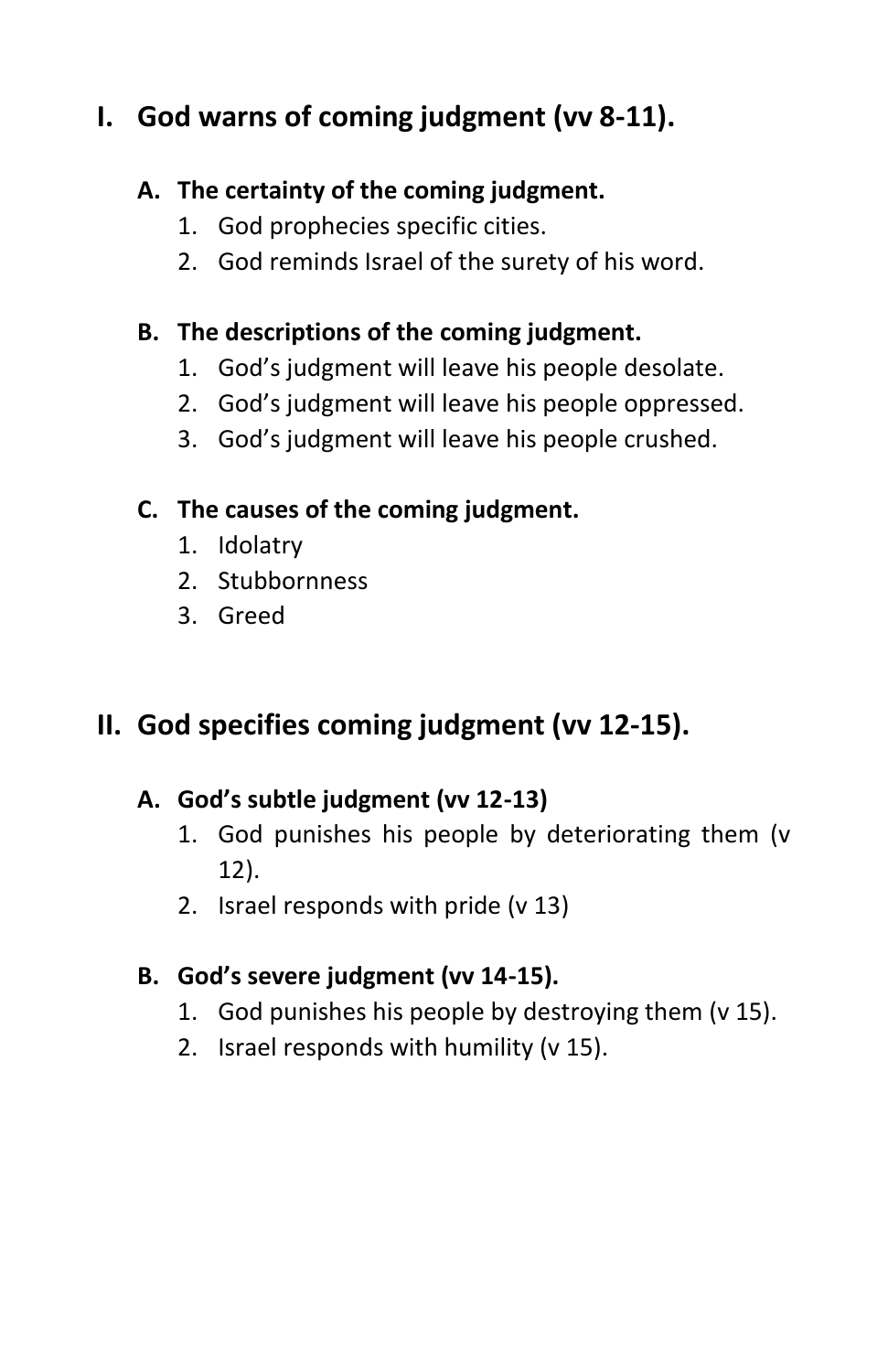## I. God warns of coming judgment (vv 8-11).

### A. The certainty of the coming judgment.

1. God prophecies specific cities.
2. God reminds Israel of the surety of his word.

### B. The descriptions of the coming judgment.

1. God's judgment will leave his people desolate.
2. God's judgment will leave his people oppressed.
3. God's judgment will leave his people crushed.

### C. The causes of the coming judgment.

1. Idolatry
2. Stubbornness
3. Greed

## II. God specifies coming judgment (vv 12-15).

### A. God's subtle judgment (vv 12-13)

1. God punishes his people by deteriorating them (v 12).
2. Israel responds with pride (v 13)

### B. God's severe judgment (vv 14-15).

1. God punishes his people by destroying them (v 15).
2. Israel responds with humility (v 15).